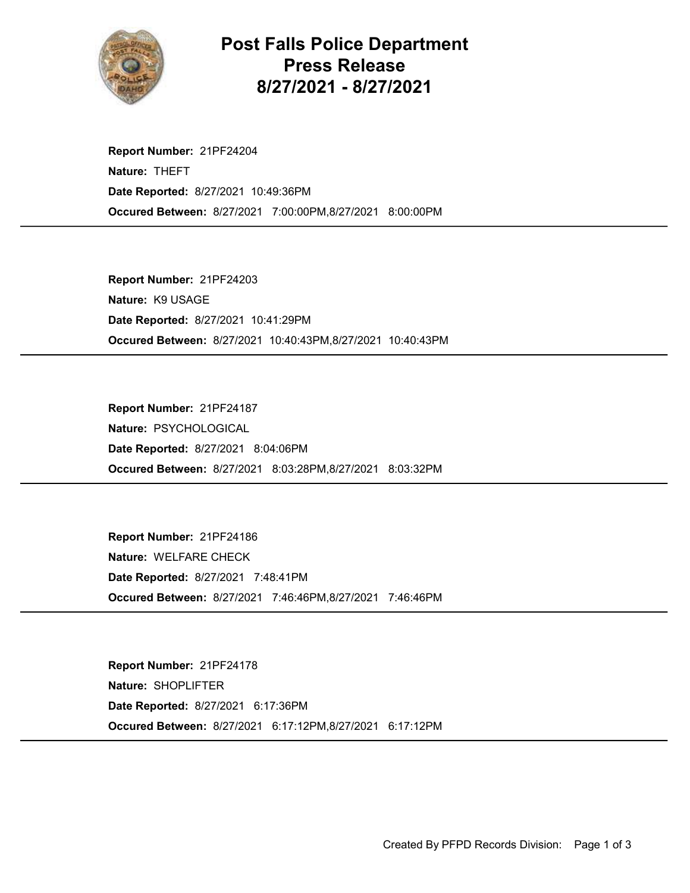# Post Falls Police Department
# Press Release
# 8/27/2021 - 8/27/2021

**Report Number:** 21PF24204
**Nature:** THEFT
**Date Reported:** 8/27/2021 10:49:36PM
**Occured Between:** 8/27/2021 7:00:00PM,8/27/2021 8:00:00PM

---

**Report Number:** 21PF24203
**Nature:** K9 USAGE
**Date Reported:** 8/27/2021 10:41:29PM
**Occured Between:** 8/27/2021 10:40:43PM,8/27/2021 10:40:43PM

---

**Report Number:** 21PF24187
**Nature:** PSYCHOLOGICAL
**Date Reported:** 8/27/2021 8:04:06PM
**Occured Between:** 8/27/2021 8:03:28PM,8/27/2021 8:03:32PM

---

**Report Number:** 21PF24186
**Nature:** WELFARE CHECK
**Date Reported:** 8/27/2021 7:48:41PM
**Occured Between:** 8/27/2021 7:46:46PM,8/27/2021 7:46:46PM

---

**Report Number:** 21PF24178
**Nature:** SHOPLIFTER
**Date Reported:** 8/27/2021 6:17:36PM
**Occured Between:** 8/27/2021 6:17:12PM,8/27/2021 6:17:12PM

---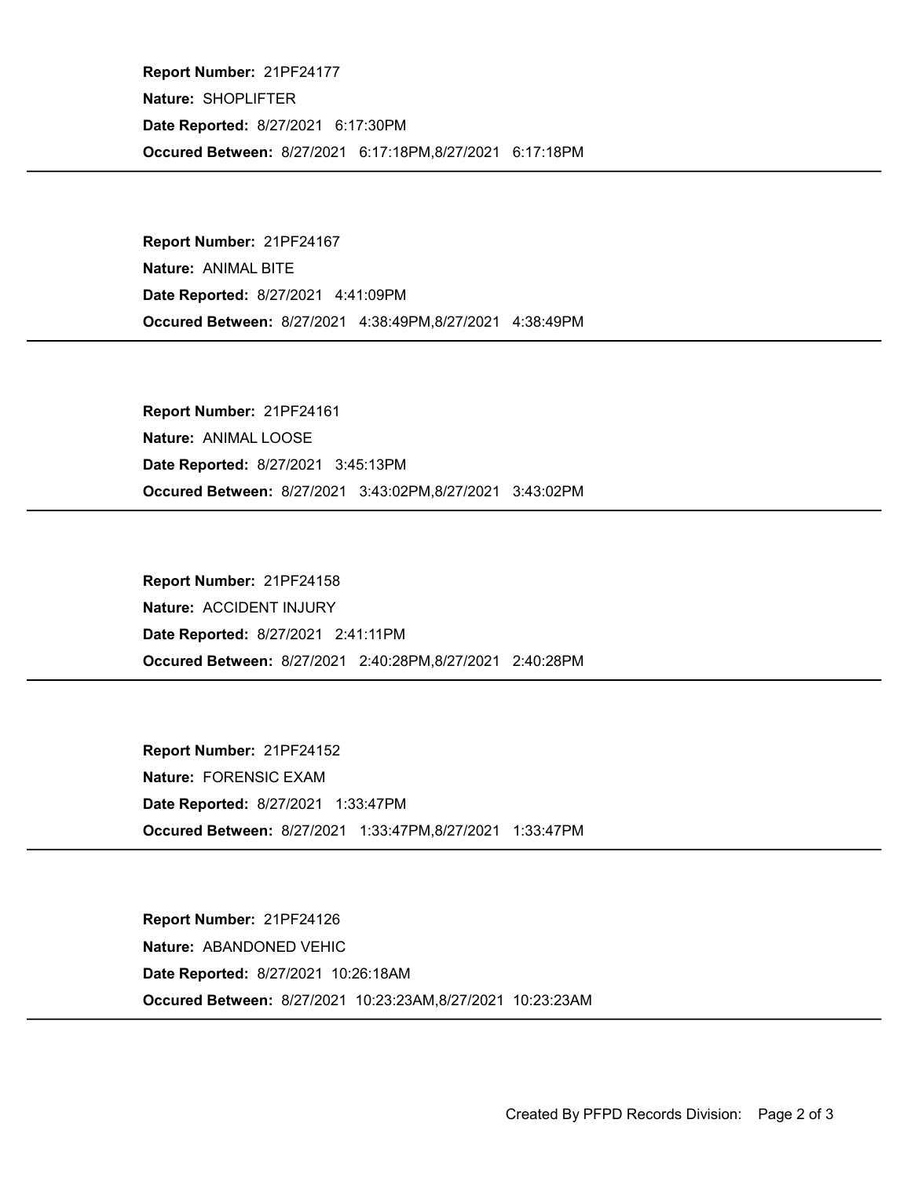**Report Number:** 21PF24177
**Nature:** SHOPLIFTER
**Date Reported:** 8/27/2021 6:17:30PM
**Occured Between:** 8/27/2021 6:17:18PM,8/27/2021 6:17:18PM

---

**Report Number:** 21PF24167
**Nature:** ANIMAL BITE
**Date Reported:** 8/27/2021 4:41:09PM
**Occured Between:** 8/27/2021 4:38:49PM,8/27/2021 4:38:49PM

---

**Report Number:** 21PF24161
**Nature:** ANIMAL LOOSE
**Date Reported:** 8/27/2021 3:45:13PM
**Occured Between:** 8/27/2021 3:43:02PM,8/27/2021 3:43:02PM

---

**Report Number:** 21PF24158
**Nature:** ACCIDENT INJURY
**Date Reported:** 8/27/2021 2:41:11PM
**Occured Between:** 8/27/2021 2:40:28PM,8/27/2021 2:40:28PM

---

**Report Number:** 21PF24152
**Nature:** FORENSIC EXAM
**Date Reported:** 8/27/2021 1:33:47PM
**Occured Between:** 8/27/2021 1:33:47PM,8/27/2021 1:33:47PM

---

**Report Number:** 21PF24126
**Nature:** ABANDONED VEHIC
**Date Reported:** 8/27/2021 10:26:18AM
**Occured Between:** 8/27/2021 10:23:23AM,8/27/2021 10:23:23AM

---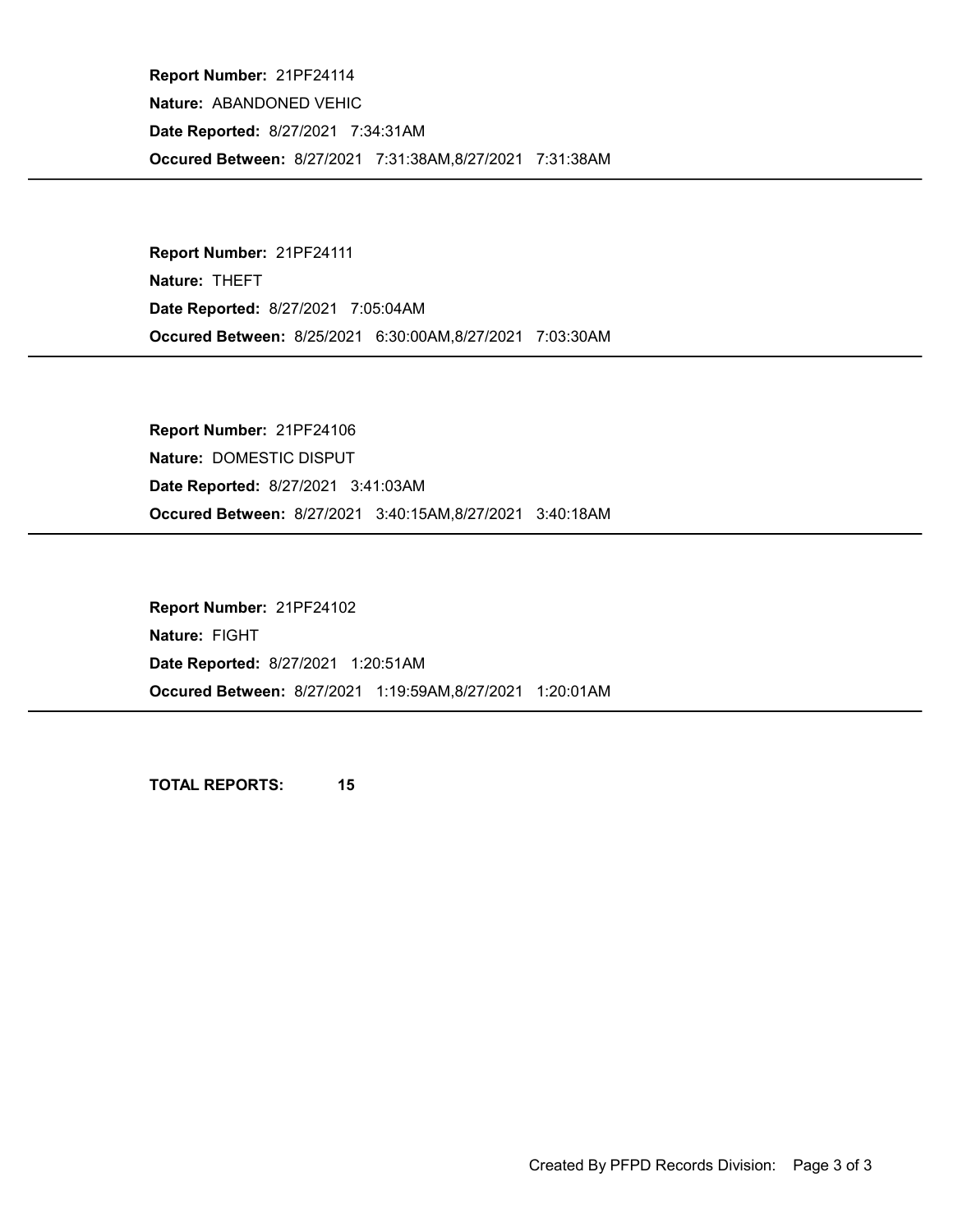**Report Number:** 21PF24114

**Nature:** ABANDONED VEHIC

**Date Reported:** 8/27/2021 7:34:31AM

**Occured Between:** 8/27/2021 7:31:38AM,8/27/2021 7:31:38AM

---

**Report Number:** 21PF24111

**Nature:** THEFT

**Date Reported:** 8/27/2021 7:05:04AM

**Occured Between:** 8/25/2021 6:30:00AM,8/27/2021 7:03:30AM

---

**Report Number:** 21PF24106

**Nature:** DOMESTIC DISPUT

**Date Reported:** 8/27/2021 3:41:03AM

**Occured Between:** 8/27/2021 3:40:15AM,8/27/2021 3:40:18AM

---

**Report Number:** 21PF24102

**Nature:** FIGHT

**Date Reported:** 8/27/2021 1:20:51AM

**Occured Between:** 8/27/2021 1:19:59AM,8/27/2021 1:20:01AM

---

**TOTAL REPORTS: 15**

Created By PFPD Records Division: